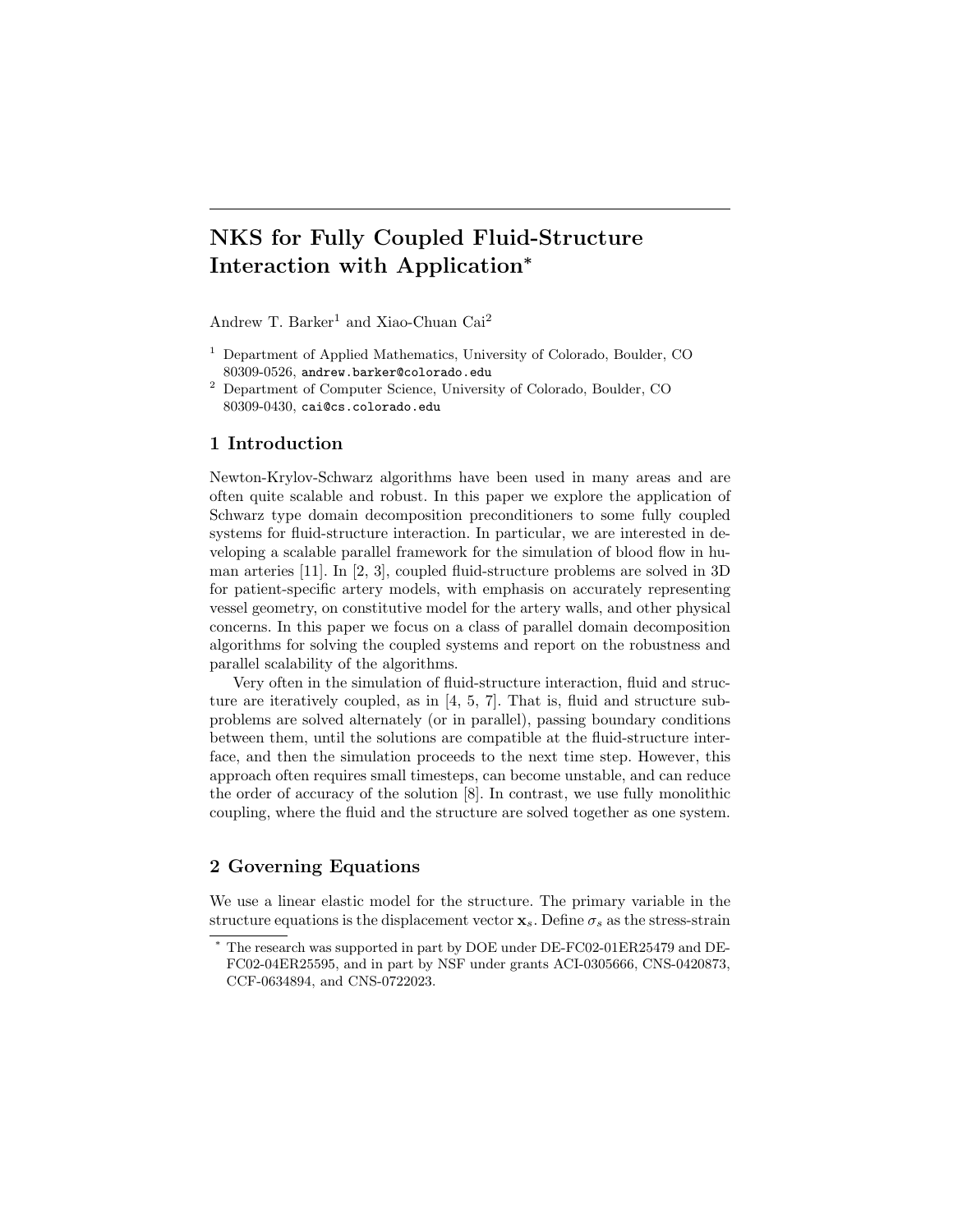# NKS for Fully Coupled Fluid-Structure Interaction with Application*

Andrew T. Barker[1] and Xiao-Chuan Cai[2]

[1] Department of Applied Mathematics, University of Colorado, Boulder, CO 80309-0526, andrew.barker@colorado.edu

[2] Department of Computer Science, University of Colorado, Boulder, CO 80309-0430, cai@cs.colorado.edu

## 1 Introduction

Newton-Krylov-Schwarz algorithms have been used in many areas and are often quite scalable and robust. In this paper we explore the application of Schwarz type domain decomposition preconditioners to some fully coupled systems for fluid-structure interaction. In particular, we are interested in developing a scalable parallel framework for the simulation of blood flow in human arteries [11]. In [2, 3], coupled fluid-structure problems are solved in 3D for patient-specific artery models, with emphasis on accurately representing vessel geometry, on constitutive model for the artery walls, and other physical concerns. In this paper we focus on a class of parallel domain decomposition algorithms for solving the coupled systems and report on the robustness and parallel scalability of the algorithms.

Very often in the simulation of fluid-structure interaction, fluid and structure are iteratively coupled, as in [4, 5, 7]. That is, fluid and structure subproblems are solved alternately (or in parallel), passing boundary conditions between them, until the solutions are compatible at the fluid-structure interface, and then the simulation proceeds to the next time step. However, this approach often requires small timesteps, can become unstable, and can reduce the order of accuracy of the solution [8]. In contrast, we use fully monolithic coupling, where the fluid and the structure are solved together as one system.

## 2 Governing Equations

We use a linear elastic model for the structure. The primary variable in the structure equations is the displacement vector $\mathbf{x}_s$. Define $\sigma_s$ as the stress-strain

* The research was supported in part by DOE under DE-FC02-01ER25479 and DE-FC02-04ER25595, and in part by NSF under grants ACI-0305666, CNS-0420873, CCF-0634894, and CNS-0722023.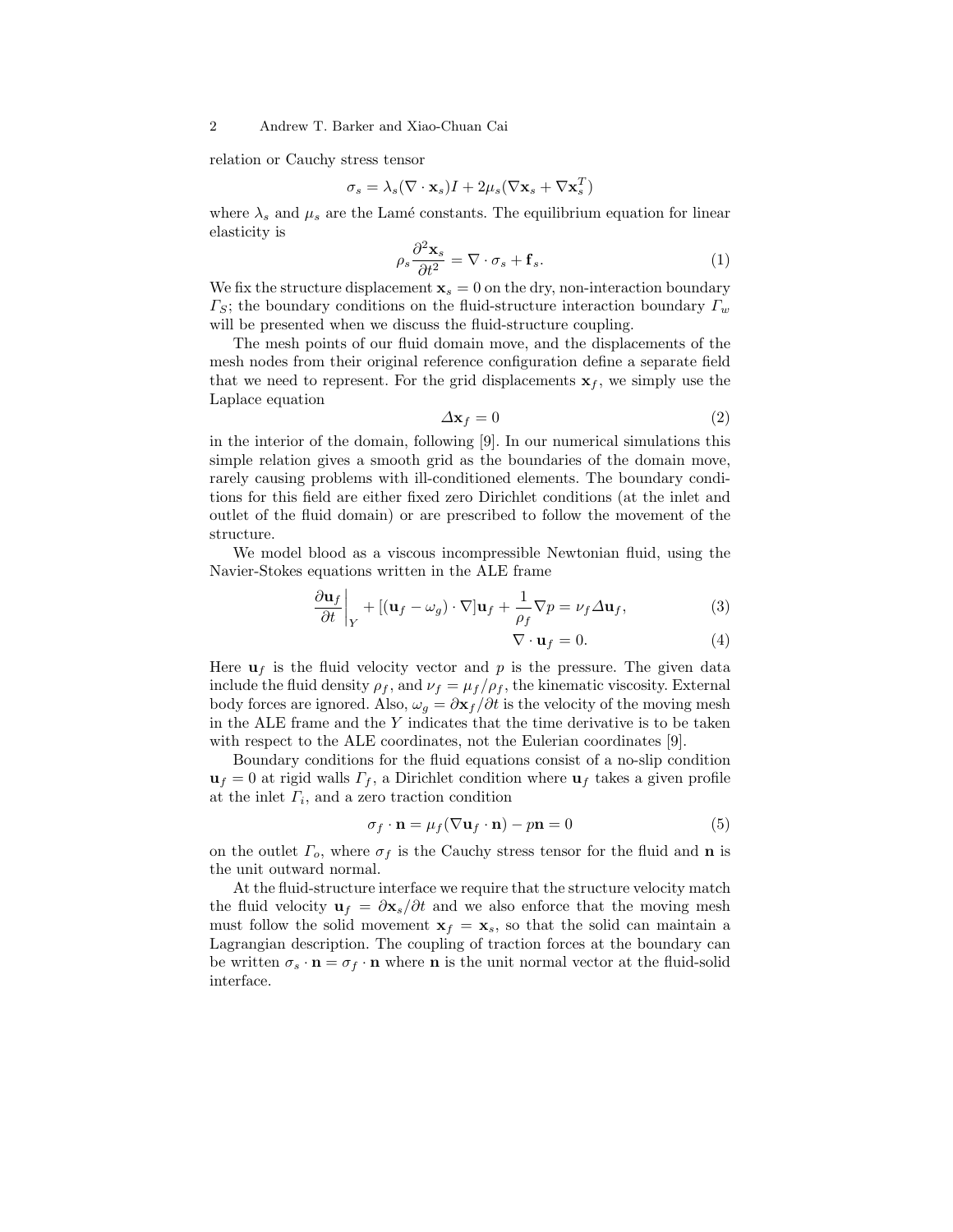relation or Cauchy stress tensor

$$\sigma_s = \lambda_s (\nabla \cdot \mathbf{x}_s) I + 2\mu_s (\nabla \mathbf{x}_s + \nabla \mathbf{x}_s^T)$$

where $\lambda_s$ and $\mu_s$ are the Lamé constants. The equilibrium equation for linear elasticity is

$$\rho_s \frac{\partial^2 \mathbf{x}_s}{\partial t^2} = \nabla \cdot \sigma_s + \mathbf{f}_s. \tag{1}$$

We fix the structure displacement $\mathbf{x}_s = 0$ on the dry, non-interaction boundary $\Gamma_S$; the boundary conditions on the fluid-structure interaction boundary $\Gamma_w$ will be presented when we discuss the fluid-structure coupling.

The mesh points of our fluid domain move, and the displacements of the mesh nodes from their original reference configuration define a separate field that we need to represent. For the grid displacements $\mathbf{x}_f$, we simply use the Laplace equation

$$\Delta \mathbf{x}_f = 0 \tag{2}$$

in the interior of the domain, following [9]. In our numerical simulations this simple relation gives a smooth grid as the boundaries of the domain move, rarely causing problems with ill-conditioned elements. The boundary conditions for this field are either fixed zero Dirichlet conditions (at the inlet and outlet of the fluid domain) or are prescribed to follow the movement of the structure.

We model blood as a viscous incompressible Newtonian fluid, using the Navier-Stokes equations written in the ALE frame

$$\left.\frac{\partial \mathbf{u}_f}{\partial t}\right|_Y + [(\mathbf{u}_f - \omega_g) \cdot \nabla]\mathbf{u}_f + \frac{1}{\rho_f}\nabla p = \nu_f \Delta \mathbf{u}_f, \tag{3}$$

$$\nabla \cdot \mathbf{u}_f = 0. \tag{4}$$

Here $\mathbf{u}_f$ is the fluid velocity vector and $p$ is the pressure. The given data include the fluid density $\rho_f$, and $\nu_f = \mu_f / \rho_f$, the kinematic viscosity. External body forces are ignored. Also, $\omega_g = \partial \mathbf{x}_f / \partial t$ is the velocity of the moving mesh in the ALE frame and the $Y$ indicates that the time derivative is to be taken with respect to the ALE coordinates, not the Eulerian coordinates [9].

Boundary conditions for the fluid equations consist of a no-slip condition $\mathbf{u}_f = 0$ at rigid walls $\Gamma_f$, a Dirichlet condition where $\mathbf{u}_f$ takes a given profile at the inlet $\Gamma_i$, and a zero traction condition

$$\sigma_f \cdot \mathbf{n} = \mu_f (\nabla \mathbf{u}_f \cdot \mathbf{n}) - p\mathbf{n} = 0 \tag{5}$$

on the outlet $\Gamma_o$, where $\sigma_f$ is the Cauchy stress tensor for the fluid and $\mathbf{n}$ is the unit outward normal.

At the fluid-structure interface we require that the structure velocity match the fluid velocity $\mathbf{u}_f = \partial \mathbf{x}_s / \partial t$ and we also enforce that the moving mesh must follow the solid movement $\mathbf{x}_f = \mathbf{x}_s$, so that the solid can maintain a Lagrangian description. The coupling of traction forces at the boundary can be written $\sigma_s \cdot \mathbf{n} = \sigma_f \cdot \mathbf{n}$ where $\mathbf{n}$ is the unit normal vector at the fluid-solid interface.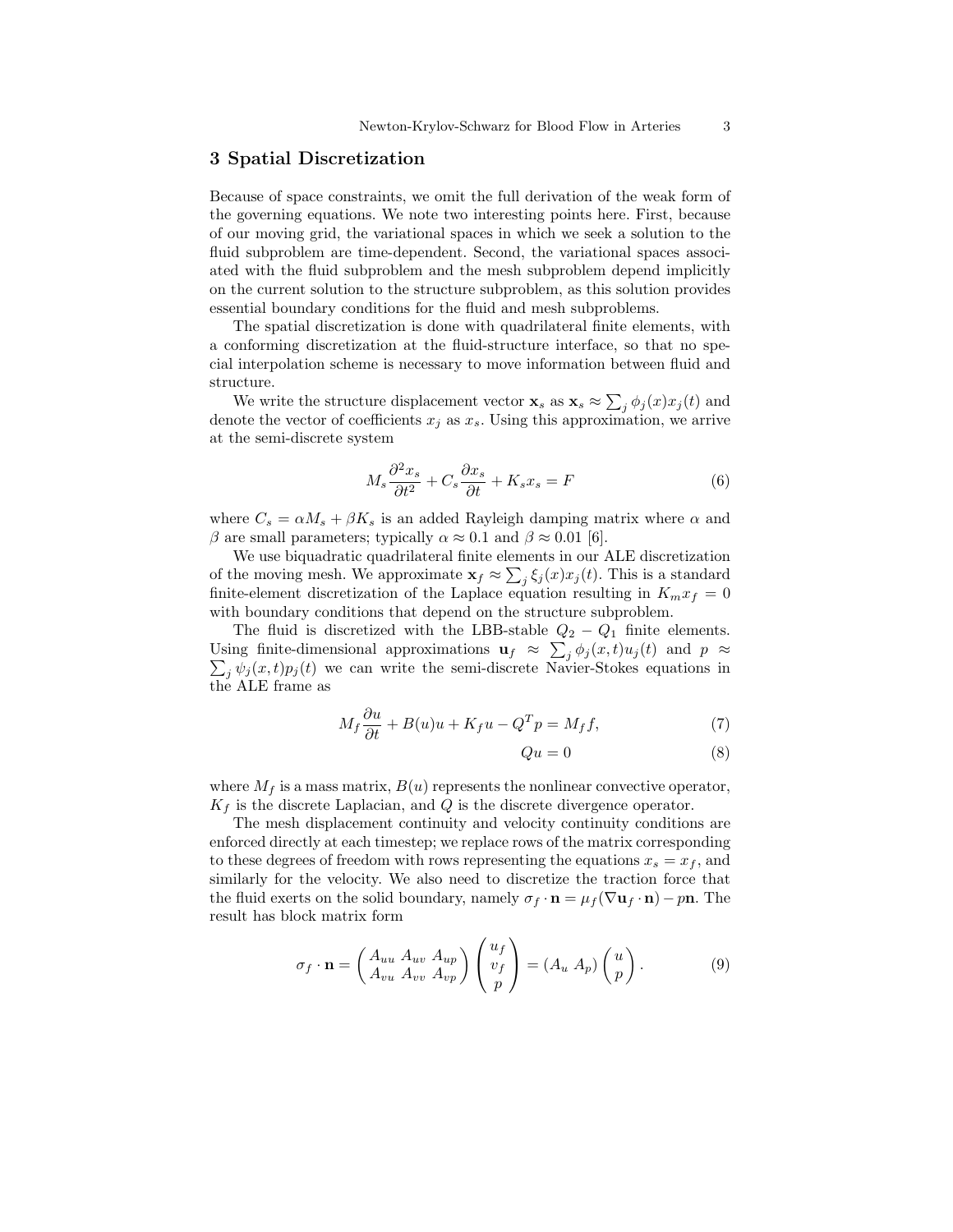## 3 Spatial Discretization

Because of space constraints, we omit the full derivation of the weak form of the governing equations. We note two interesting points here. First, because of our moving grid, the variational spaces in which we seek a solution to the fluid subproblem are time-dependent. Second, the variational spaces associated with the fluid subproblem and the mesh subproblem depend implicitly on the current solution to the structure subproblem, as this solution provides essential boundary conditions for the fluid and mesh subproblems.

The spatial discretization is done with quadrilateral finite elements, with a conforming discretization at the fluid-structure interface, so that no special interpolation scheme is necessary to move information between fluid and structure.

We write the structure displacement vector $\mathbf{x}_s$ as $\mathbf{x}_s \approx \sum_j \phi_j(x)x_j(t)$ and denote the vector of coefficients $x_j$ as $x_s$. Using this approximation, we arrive at the semi-discrete system

$$M_s \frac{\partial^2 x_s}{\partial t^2} + C_s \frac{\partial x_s}{\partial t} + K_s x_s = F \tag{6}$$

where $C_s = \alpha M_s + \beta K_s$ is an added Rayleigh damping matrix where $\alpha$ and $\beta$ are small parameters; typically $\alpha \approx 0.1$ and $\beta \approx 0.01$ [6].

We use biquadratic quadrilateral finite elements in our ALE discretization of the moving mesh. We approximate $\mathbf{x}_f \approx \sum_j \xi_j(x)x_j(t)$. This is a standard finite-element discretization of the Laplace equation resulting in $K_m x_f = 0$ with boundary conditions that depend on the structure subproblem.

The fluid is discretized with the LBB-stable $Q_2 - Q_1$ finite elements. Using finite-dimensional approximations $\mathbf{u}_f \approx \sum_j \phi_j(x,t)u_j(t)$ and $p \approx \sum_j \psi_j(x,t)p_j(t)$ we can write the semi-discrete Navier-Stokes equations in the ALE frame as

$$M_f \frac{\partial u}{\partial t} + B(u)u + K_f u - Q^T p = M_f f, \tag{7}$$

$$Qu = 0 \tag{8}$$

where $M_f$ is a mass matrix, $B(u)$ represents the nonlinear convective operator, $K_f$ is the discrete Laplacian, and $Q$ is the discrete divergence operator.

The mesh displacement continuity and velocity continuity conditions are enforced directly at each timestep; we replace rows of the matrix corresponding to these degrees of freedom with rows representing the equations $x_s = x_f$, and similarly for the velocity. We also need to discretize the traction force that the fluid exerts on the solid boundary, namely $\sigma_f \cdot \mathbf{n} = \mu_f(\nabla \mathbf{u}_f \cdot \mathbf{n}) - p\mathbf{n}$. The result has block matrix form

$$\sigma_f \cdot \mathbf{n} = \begin{pmatrix} A_{uu} & A_{uv} & A_{up} \\ A_{vu} & A_{vv} & A_{vp} \end{pmatrix} \begin{pmatrix} u_f \\ v_f \\ p \end{pmatrix} = \begin{pmatrix} A_u & A_p \end{pmatrix} \begin{pmatrix} u \\ p \end{pmatrix}. \tag{9}$$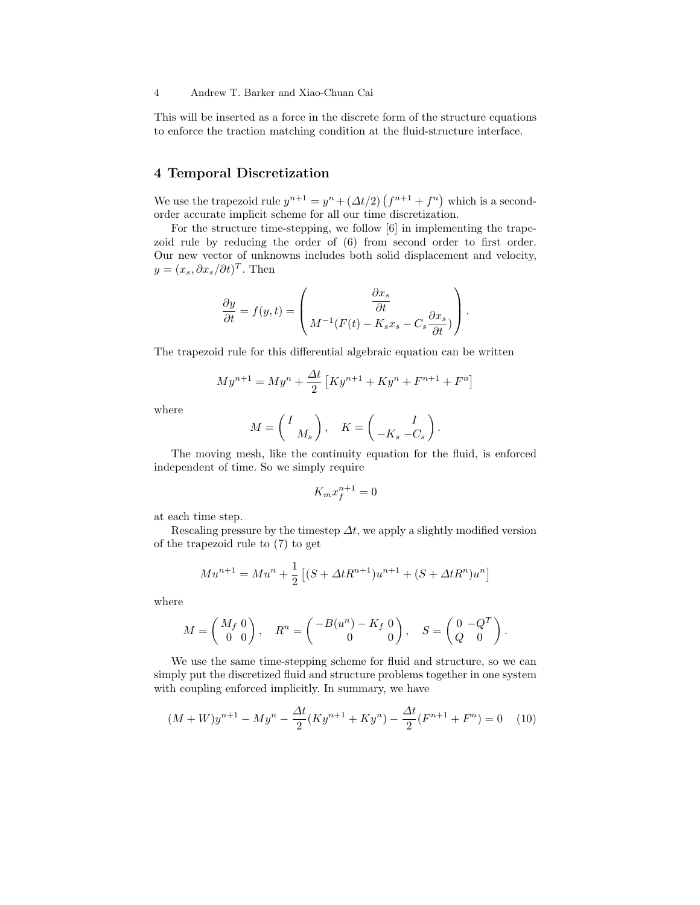This will be inserted as a force in the discrete form of the structure equations to enforce the traction matching condition at the fluid-structure interface.

## 4 Temporal Discretization

We use the trapezoid rule $y^{n+1} = y^n + (\Delta t/2)\left(f^{n+1} + f^n\right)$ which is a second-order accurate implicit scheme for all our time discretization.

For the structure time-stepping, we follow [6] in implementing the trapezoid rule by reducing the order of (6) from second order to first order. Our new vector of unknowns includes both solid displacement and velocity, $y = (x_s, \partial x_s/\partial t)^T$. Then

$$\frac{\partial y}{\partial t} = f(y,t) = \begin{pmatrix} \dfrac{\partial x_s}{\partial t} \\ M^{-1}(F(t) - K_s x_s - C_s \dfrac{\partial x_s}{\partial t}) \end{pmatrix}.$$

The trapezoid rule for this differential algebraic equation can be written

$$My^{n+1} = My^n + \frac{\Delta t}{2}\left[Ky^{n+1} + Ky^n + F^{n+1} + F^n\right]$$

where

$$M = \begin{pmatrix} I & \\ & M_s \end{pmatrix}, \quad K = \begin{pmatrix} & I \\ -K_s & -C_s \end{pmatrix}.$$

The moving mesh, like the continuity equation for the fluid, is enforced independent of time. So we simply require

$$K_m x_f^{n+1} = 0$$

at each time step.

Rescaling pressure by the timestep $\Delta t$, we apply a slightly modified version of the trapezoid rule to (7) to get

$$Mu^{n+1} = Mu^n + \frac{1}{2}\left[(S + \Delta t R^{n+1})u^{n+1} + (S + \Delta t R^n)u^n\right]$$

where

$$M = \begin{pmatrix} M_f & 0 \\ 0 & 0 \end{pmatrix}, \quad R^n = \begin{pmatrix} -B(u^n) - K_f & 0 \\ 0 & 0 \end{pmatrix}, \quad S = \begin{pmatrix} 0 & -Q^T \\ Q & 0 \end{pmatrix}.$$

We use the same time-stepping scheme for fluid and structure, so we can simply put the discretized fluid and structure problems together in one system with coupling enforced implicitly. In summary, we have

$$(M+W)y^{n+1} - My^n - \frac{\Delta t}{2}(Ky^{n+1} + Ky^n) - \frac{\Delta t}{2}(F^{n+1} + F^n) = 0 \quad (10)$$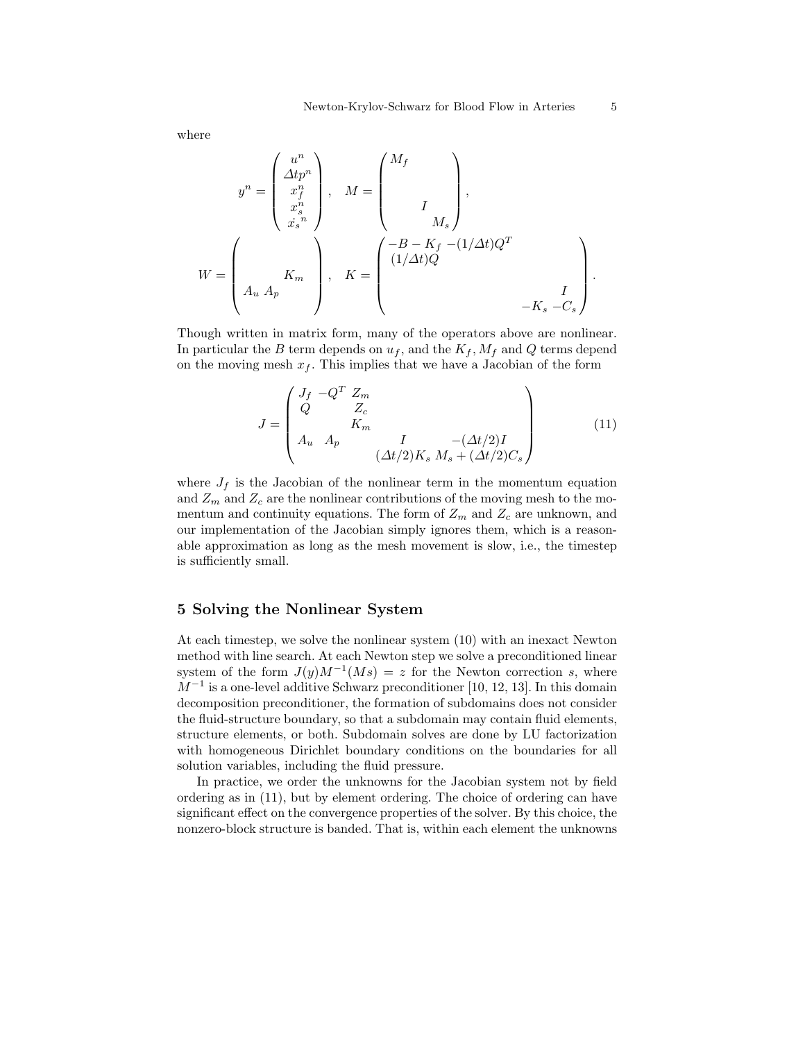where

$$
y^n = \begin{pmatrix} u^n \\ \Delta t p^n \\ x_f^n \\ x_s^n \\ \dot{x_s}^n \end{pmatrix}, \quad M = \begin{pmatrix} M_f & & & & \\ & & & & \\ & & & & \\ & & & I & \\ & & & & M_s \end{pmatrix},
$$

$$
W = \begin{pmatrix} & & & & \\ & & & & \\ & & K_m & & \\ A_u & A_p & & & \\ & & & & \end{pmatrix}, \quad K = \begin{pmatrix} -B - K_f & -(1/\Delta t)Q^T & & & \\ (1/\Delta t)Q & & & & \\ & & & & \\ & & & & I \\ & & & -K_s & -C_s \end{pmatrix}.
$$

Though written in matrix form, many of the operators above are nonlinear. In particular the $B$ term depends on $u_f$, and the $K_f, M_f$ and $Q$ terms depend on the moving mesh $x_f$. This implies that we have a Jacobian of the form

$$
J = \begin{pmatrix} J_f & -Q^T & Z_m & & \\ Q & & Z_c & & \\ & & K_m & & \\ A_u & A_p & & I & -(\Delta t/2)I \\ & & & (\Delta t/2)K_s & M_s + (\Delta t/2)C_s \end{pmatrix} \tag{11}
$$

where $J_f$ is the Jacobian of the nonlinear term in the momentum equation and $Z_m$ and $Z_c$ are the nonlinear contributions of the moving mesh to the momentum and continuity equations. The form of $Z_m$ and $Z_c$ are unknown, and our implementation of the Jacobian simply ignores them, which is a reasonable approximation as long as the mesh movement is slow, i.e., the timestep is sufficiently small.

## 5 Solving the Nonlinear System

At each timestep, we solve the nonlinear system (10) with an inexact Newton method with line search. At each Newton step we solve a preconditioned linear system of the form $J(y)M^{-1}(Ms) = z$ for the Newton correction $s$, where $M^{-1}$ is a one-level additive Schwarz preconditioner [10, 12, 13]. In this domain decomposition preconditioner, the formation of subdomains does not consider the fluid-structure boundary, so that a subdomain may contain fluid elements, structure elements, or both. Subdomain solves are done by LU factorization with homogeneous Dirichlet boundary conditions on the boundaries for all solution variables, including the fluid pressure.

In practice, we order the unknowns for the Jacobian system not by field ordering as in (11), but by element ordering. The choice of ordering can have significant effect on the convergence properties of the solver. By this choice, the nonzero-block structure is banded. That is, within each element the unknowns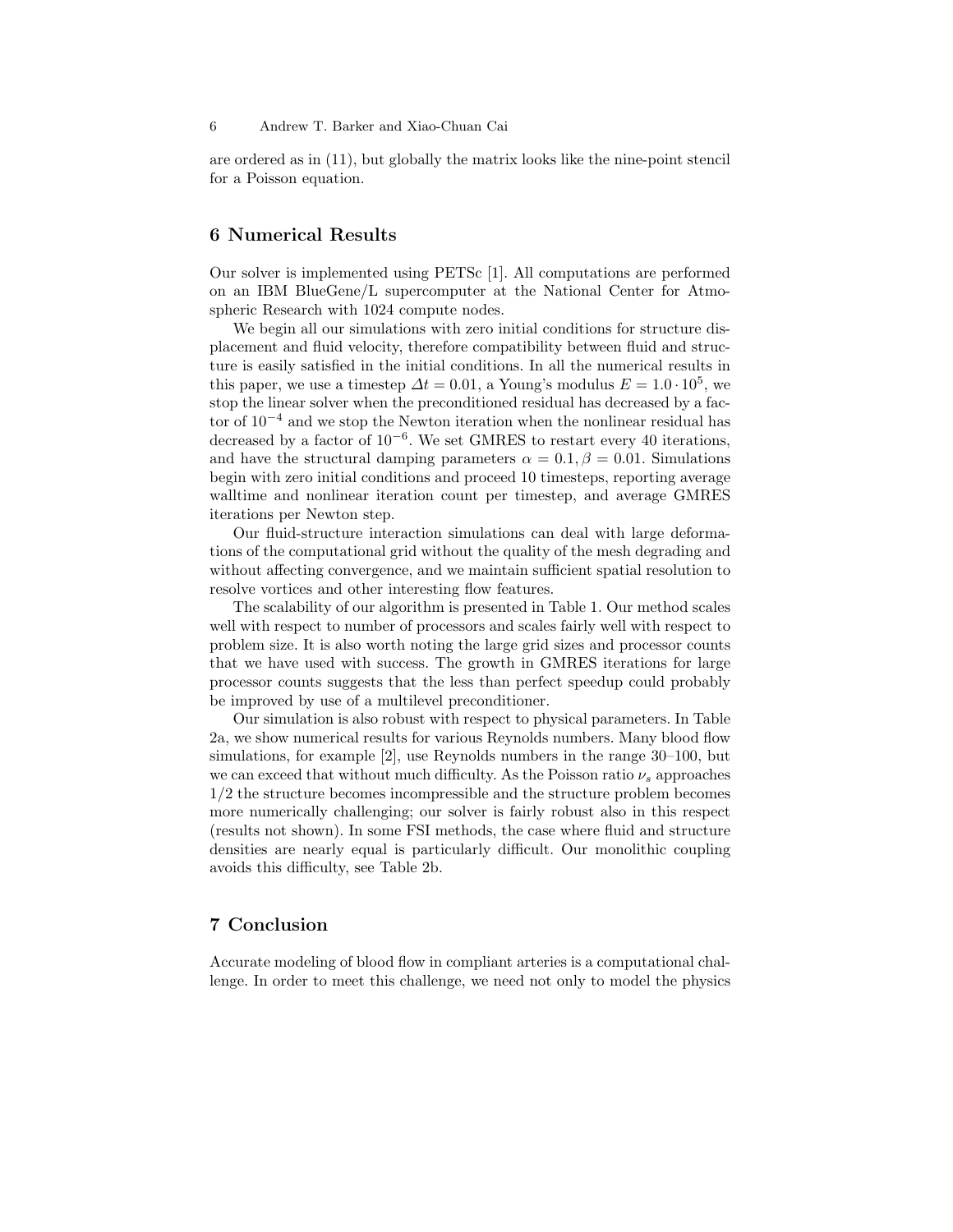are ordered as in (11), but globally the matrix looks like the nine-point stencil for a Poisson equation.

## 6 Numerical Results

Our solver is implemented using PETSc [1]. All computations are performed on an IBM BlueGene/L supercomputer at the National Center for Atmospheric Research with 1024 compute nodes.

We begin all our simulations with zero initial conditions for structure displacement and fluid velocity, therefore compatibility between fluid and structure is easily satisfied in the initial conditions. In all the numerical results in this paper, we use a timestep $\Delta t = 0.01$, a Young's modulus $E = 1.0 \cdot 10^5$, we stop the linear solver when the preconditioned residual has decreased by a factor of $10^{-4}$ and we stop the Newton iteration when the nonlinear residual has decreased by a factor of $10^{-6}$. We set GMRES to restart every 40 iterations, and have the structural damping parameters $\alpha = 0.1, \beta = 0.01$. Simulations begin with zero initial conditions and proceed 10 timesteps, reporting average walltime and nonlinear iteration count per timestep, and average GMRES iterations per Newton step.

Our fluid-structure interaction simulations can deal with large deformations of the computational grid without the quality of the mesh degrading and without affecting convergence, and we maintain sufficient spatial resolution to resolve vortices and other interesting flow features.

The scalability of our algorithm is presented in Table 1. Our method scales well with respect to number of processors and scales fairly well with respect to problem size. It is also worth noting the large grid sizes and processor counts that we have used with success. The growth in GMRES iterations for large processor counts suggests that the less than perfect speedup could probably be improved by use of a multilevel preconditioner.

Our simulation is also robust with respect to physical parameters. In Table 2a, we show numerical results for various Reynolds numbers. Many blood flow simulations, for example [2], use Reynolds numbers in the range 30–100, but we can exceed that without much difficulty. As the Poisson ratio $\nu_s$ approaches $1/2$ the structure becomes incompressible and the structure problem becomes more numerically challenging; our solver is fairly robust also in this respect (results not shown). In some FSI methods, the case where fluid and structure densities are nearly equal is particularly difficult. Our monolithic coupling avoids this difficulty, see Table 2b.

## 7 Conclusion

Accurate modeling of blood flow in compliant arteries is a computational challenge. In order to meet this challenge, we need not only to model the physics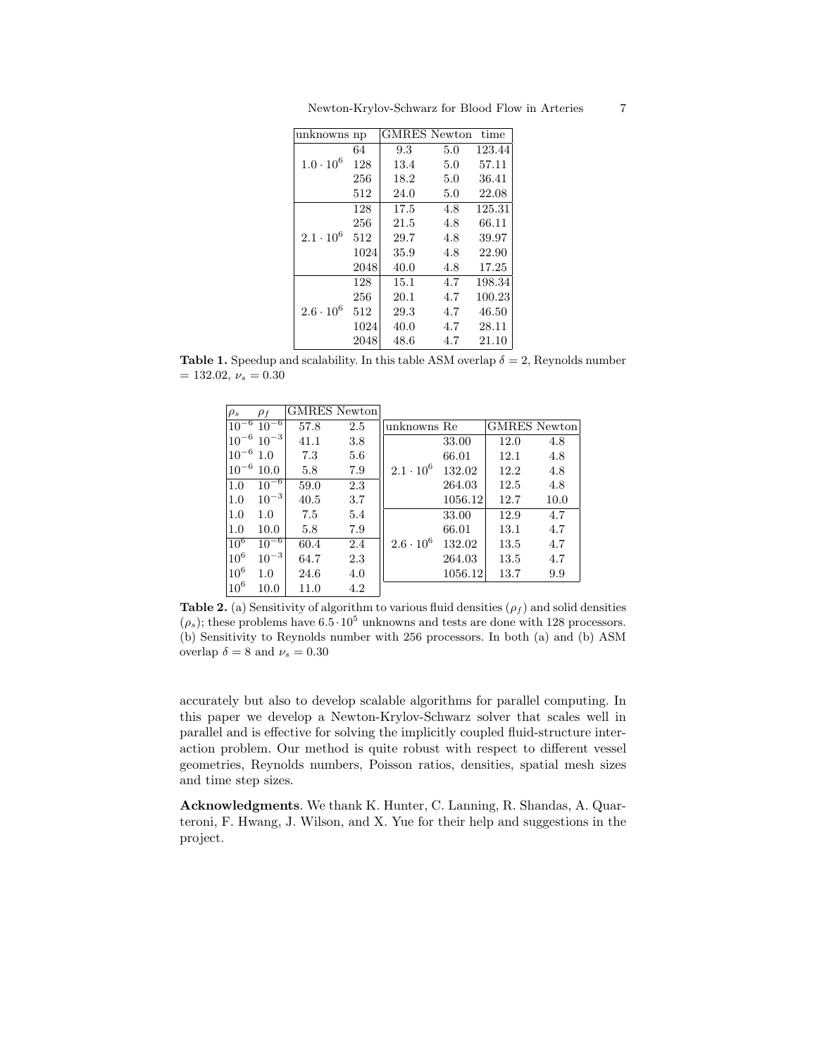| unknowns | np | GMRES | Newton | time |
|---|---|---|---|---|
| $1.0 \cdot 10^6$ | 64 | 9.3 | 5.0 | 123.44 |
| | 128 | 13.4 | 5.0 | 57.11 |
| | 256 | 18.2 | 5.0 | 36.41 |
| | 512 | 24.0 | 5.0 | 22.08 |
| $2.1 \cdot 10^6$ | 128 | 17.5 | 4.8 | 125.31 |
| | 256 | 21.5 | 4.8 | 66.11 |
| | 512 | 29.7 | 4.8 | 39.97 |
| | 1024 | 35.9 | 4.8 | 22.90 |
| | 2048 | 40.0 | 4.8 | 17.25 |
| $2.6 \cdot 10^6$ | 128 | 15.1 | 4.7 | 198.34 |
| | 256 | 20.1 | 4.7 | 100.23 |
| | 512 | 29.3 | 4.7 | 46.50 |
| | 1024 | 40.0 | 4.7 | 28.11 |
| | 2048 | 48.6 | 4.7 | 21.10 |

**Table 1.** Speedup and scalability. In this table ASM overlap $\delta = 2$, Reynolds number $= 132.02$, $\nu_s = 0.30$

| $\rho_s$ | $\rho_f$ | GMRES | Newton |
|---|---|---|---|
| $10^{-6}$ | $10^{-6}$ | 57.8 | 2.5 |
| $10^{-6}$ | $10^{-3}$ | 41.1 | 3.8 |
| $10^{-6}$ | 1.0 | 7.3 | 5.6 |
| $10^{-6}$ | 10.0 | 5.8 | 7.9 |
| 1.0 | $10^{-6}$ | 59.0 | 2.3 |
| 1.0 | $10^{-3}$ | 40.5 | 3.7 |
| 1.0 | 1.0 | 7.5 | 5.4 |
| 1.0 | 10.0 | 5.8 | 7.9 |
| $10^6$ | $10^{-6}$ | 60.4 | 2.4 |
| $10^6$ | $10^{-3}$ | 64.7 | 2.3 |
| $10^6$ | 1.0 | 24.6 | 4.0 |
| $10^6$ | 10.0 | 11.0 | 4.2 |

| unknowns | Re | GMRES | Newton |
|---|---|---|---|
| $2.1 \cdot 10^6$ | 33.00 | 12.0 | 4.8 |
| | 66.01 | 12.1 | 4.8 |
| | 132.02 | 12.2 | 4.8 |
| | 264.03 | 12.5 | 4.8 |
| | 1056.12 | 12.7 | 10.0 |
| $2.6 \cdot 10^6$ | 33.00 | 12.9 | 4.7 |
| | 66.01 | 13.1 | 4.7 |
| | 132.02 | 13.5 | 4.7 |
| | 264.03 | 13.5 | 4.7 |
| | 1056.12 | 13.7 | 9.9 |

**Table 2.** (a) Sensitivity of algorithm to various fluid densities ($\rho_f$) and solid densities ($\rho_s$); these problems have $6.5 \cdot 10^5$ unknowns and tests are done with 128 processors. (b) Sensitivity to Reynolds number with 256 processors. In both (a) and (b) ASM overlap $\delta = 8$ and $\nu_s = 0.30$

accurately but also to develop scalable algorithms for parallel computing. In this paper we develop a Newton-Krylov-Schwarz solver that scales well in parallel and is effective for solving the implicitly coupled fluid-structure interaction problem. Our method is quite robust with respect to different vessel geometries, Reynolds numbers, Poisson ratios, densities, spatial mesh sizes and time step sizes.

**Acknowledgments**. We thank K. Hunter, C. Lanning, R. Shandas, A. Quarteroni, F. Hwang, J. Wilson, and X. Yue for their help and suggestions in the project.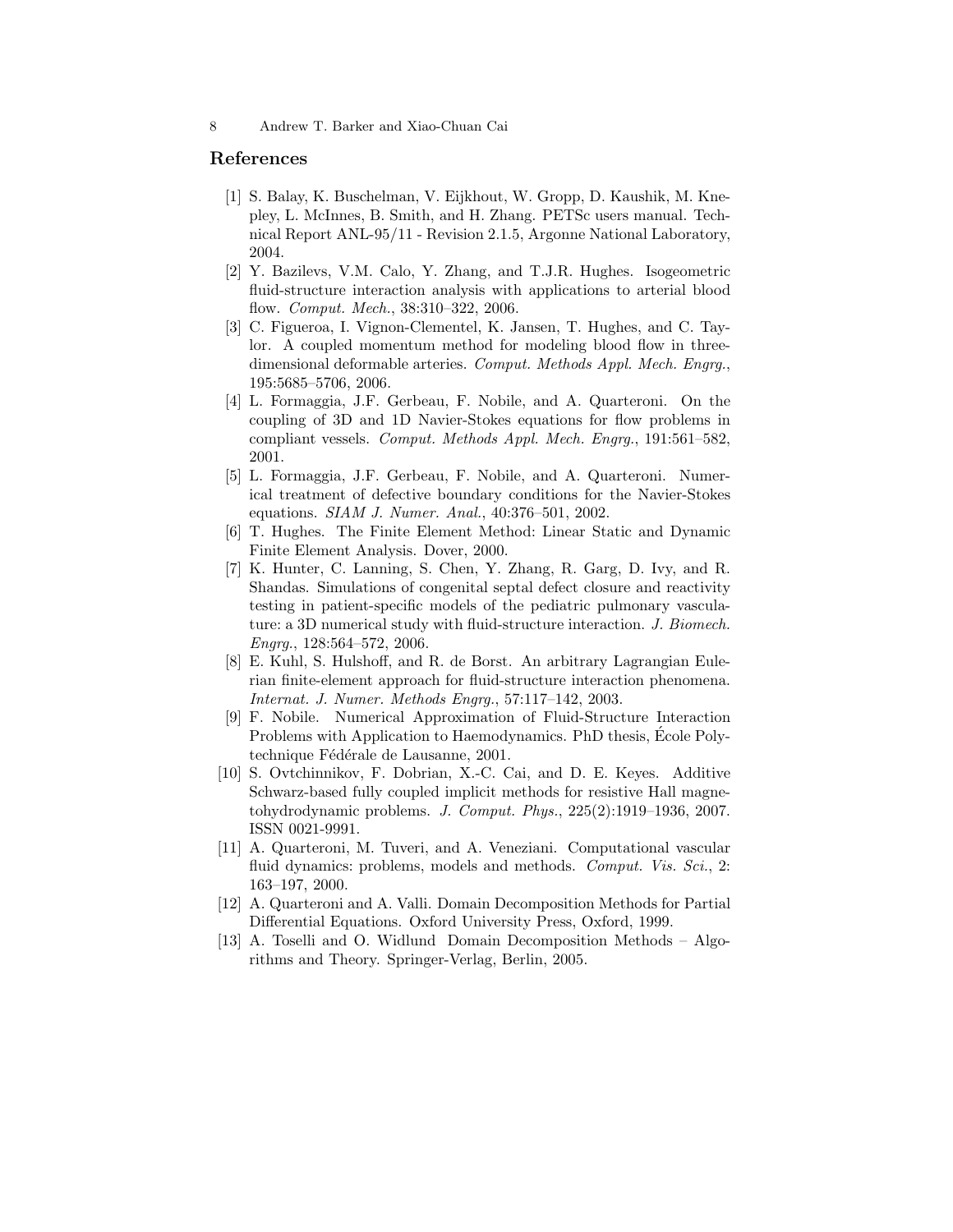## References

1. S. Balay, K. Buschelman, V. Eijkhout, W. Gropp, D. Kaushik, M. Knepley, L. McInnes, B. Smith, and H. Zhang. PETSc users manual. Technical Report ANL-95/11 - Revision 2.1.5, Argonne National Laboratory, 2004.
2. Y. Bazilevs, V.M. Calo, Y. Zhang, and T.J.R. Hughes. Isogeometric fluid-structure interaction analysis with applications to arterial blood flow. *Comput. Mech.*, 38:310–322, 2006.
3. C. Figueroa, I. Vignon-Clementel, K. Jansen, T. Hughes, and C. Taylor. A coupled momentum method for modeling blood flow in three-dimensional deformable arteries. *Comput. Methods Appl. Mech. Engrg.*, 195:5685–5706, 2006.
4. L. Formaggia, J.F. Gerbeau, F. Nobile, and A. Quarteroni. On the coupling of 3D and 1D Navier-Stokes equations for flow problems in compliant vessels. *Comput. Methods Appl. Mech. Engrg.*, 191:561–582, 2001.
5. L. Formaggia, J.F. Gerbeau, F. Nobile, and A. Quarteroni. Numerical treatment of defective boundary conditions for the Navier-Stokes equations. *SIAM J. Numer. Anal.*, 40:376–501, 2002.
6. T. Hughes. The Finite Element Method: Linear Static and Dynamic Finite Element Analysis. Dover, 2000.
7. K. Hunter, C. Lanning, S. Chen, Y. Zhang, R. Garg, D. Ivy, and R. Shandas. Simulations of congenital septal defect closure and reactivity testing in patient-specific models of the pediatric pulmonary vasculature: a 3D numerical study with fluid-structure interaction. *J. Biomech. Engrg.*, 128:564–572, 2006.
8. E. Kuhl, S. Hulshoff, and R. de Borst. An arbitrary Lagrangian Eulerian finite-element approach for fluid-structure interaction phenomena. *Internat. J. Numer. Methods Engrg.*, 57:117–142, 2003.
9. F. Nobile. Numerical Approximation of Fluid-Structure Interaction Problems with Application to Haemodynamics. PhD thesis, École Polytechnique Fédérale de Lausanne, 2001.
10. S. Ovtchinnikov, F. Dobrian, X.-C. Cai, and D. E. Keyes. Additive Schwarz-based fully coupled implicit methods for resistive Hall magnetohydrodynamic problems. *J. Comput. Phys.*, 225(2):1919–1936, 2007. ISSN 0021-9991.
11. A. Quarteroni, M. Tuveri, and A. Veneziani. Computational vascular fluid dynamics: problems, models and methods. *Comput. Vis. Sci.*, 2: 163–197, 2000.
12. A. Quarteroni and A. Valli. Domain Decomposition Methods for Partial Differential Equations. Oxford University Press, Oxford, 1999.
13. A. Toselli and O. Widlund Domain Decomposition Methods – Algorithms and Theory. Springer-Verlag, Berlin, 2005.